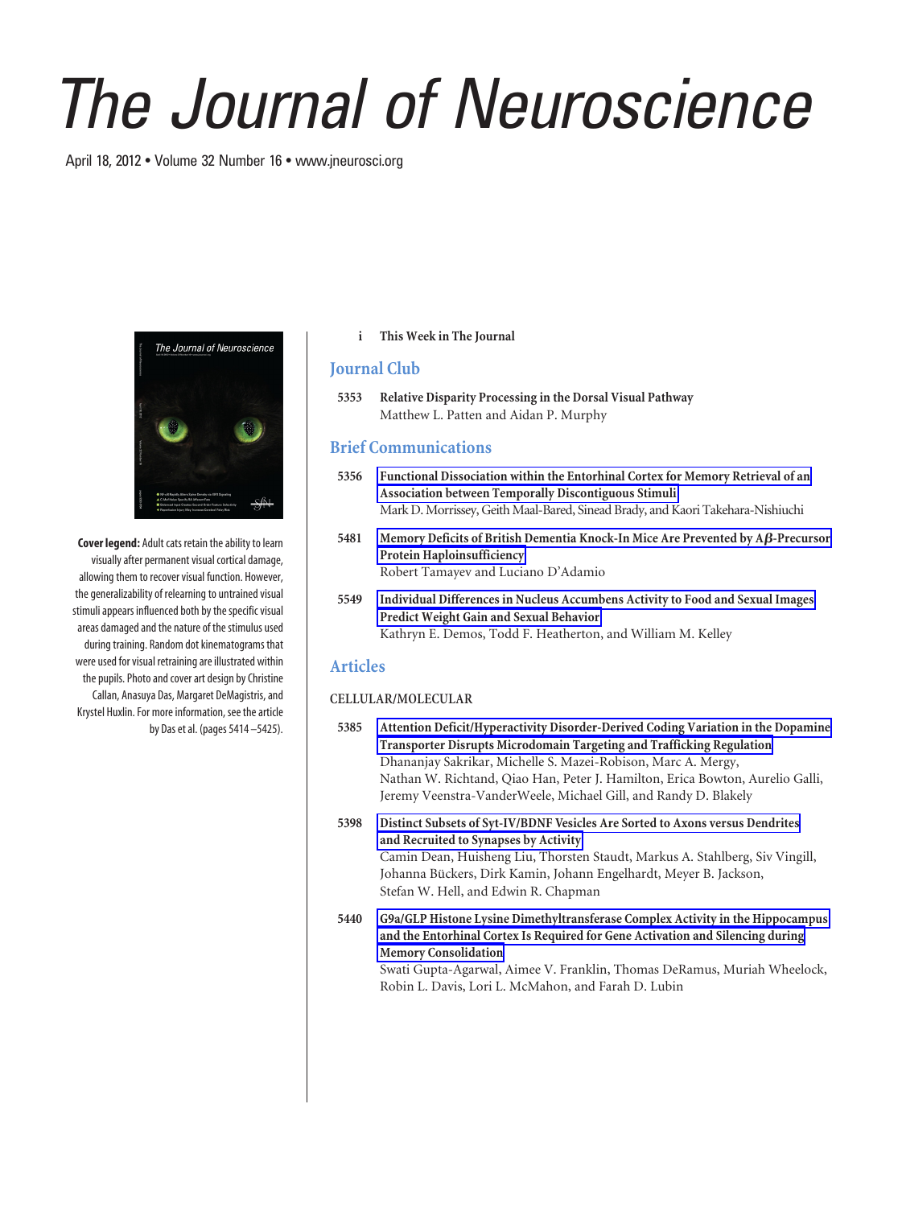# The Journal of Neuroscience

April 18, 2012 • Volume 32 Number 16 • www.jneurosci.org

**Cover legend:** Adult cats retain the ability to learn visually after permanent visual cortical damage, allowing them to recover visual function. However, the generalizability of relearning to untrained visual stimuli appears influenced both by the specific visual areas damaged and the nature of the stimulus used during training. Random dot kinematograms that were used for visual retraining are illustrated within the pupils. Photo and cover art design by Christine Callan, Anasuya Das, Margaret DeMagistris, and Krystel Huxlin. For more information, see the article by Das et al. (pages 5414–5425).

i **This Week in The Journal**

## Journal Club

5353 **Relative Disparity Processing in the Dorsal Visual Pathway**
Matthew L. Patten and Aidan P. Murphy

## Brief Communications

5356 **Functional Dissociation within the Entorhinal Cortex for Memory Retrieval of an Association between Temporally Discontiguous Stimuli**
Mark D. Morrissey, Geith Maal-Bared, Sinead Brady, and Kaori Takehara-Nishiuchi

5481 **Memory Deficits of British Dementia Knock-In Mice Are Prevented by Aβ-Precursor Protein Haploinsufficiency**
Robert Tamayev and Luciano D'Adamio

5549 **Individual Differences in Nucleus Accumbens Activity to Food and Sexual Images Predict Weight Gain and Sexual Behavior**
Kathryn E. Demos, Todd F. Heatherton, and William M. Kelley

## Articles

### CELLULAR/MOLECULAR

5385 **Attention Deficit/Hyperactivity Disorder-Derived Coding Variation in the Dopamine Transporter Disrupts Microdomain Targeting and Trafficking Regulation**
Dhananjay Sakrikar, Michelle S. Mazei-Robison, Marc A. Mergy, Nathan W. Richtand, Qiao Han, Peter J. Hamilton, Erica Bowton, Aurelio Galli, Jeremy Veenstra-VanderWeele, Michael Gill, and Randy D. Blakely

5398 **Distinct Subsets of Syt-IV/BDNF Vesicles Are Sorted to Axons versus Dendrites and Recruited to Synapses by Activity**
Camin Dean, Huisheng Liu, Thorsten Staudt, Markus A. Stahlberg, Siv Vingill, Johanna Bückers, Dirk Kamin, Johann Engelhardt, Meyer B. Jackson, Stefan W. Hell, and Edwin R. Chapman

5440 **G9a/GLP Histone Lysine Dimethyltransferase Complex Activity in the Hippocampus and the Entorhinal Cortex Is Required for Gene Activation and Silencing during Memory Consolidation**
Swati Gupta-Agarwal, Aimee V. Franklin, Thomas DeRamus, Muriah Wheelock, Robin L. Davis, Lori L. McMahon, and Farah D. Lubin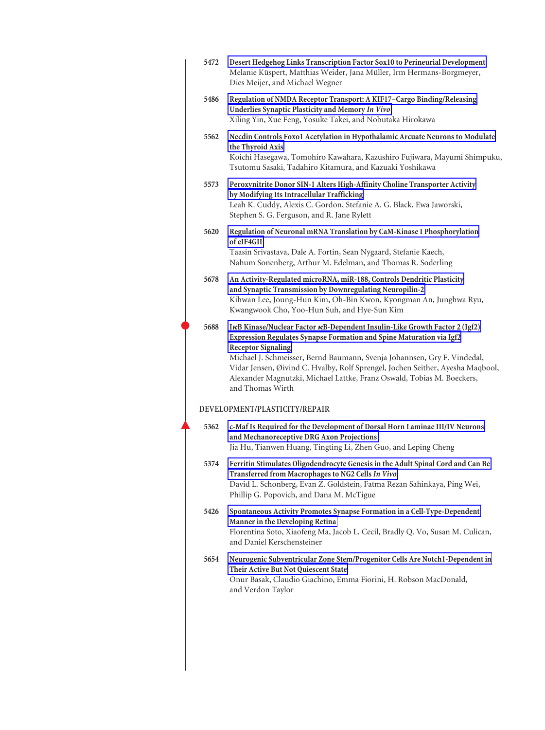5472 **Desert Hedgehog Links Transcription Factor Sox10 to Perineurial Development**
Melanie Küspert, Matthias Weider, Jana Müller, Irm Hermans-Borgmeyer, Dies Meijer, and Michael Wegner

5486 **Regulation of NMDA Receptor Transport: A KIF17–Cargo Binding/Releasing Underlies Synaptic Plasticity and Memory *In Vivo***
Xiling Yin, Xue Feng, Yosuke Takei, and Nobutaka Hirokawa

5562 **Necdin Controls Foxo1 Acetylation in Hypothalamic Arcuate Neurons to Modulate the Thyroid Axis**
Koichi Hasegawa, Tomohiro Kawahara, Kazushiro Fujiwara, Mayumi Shimpuku, Tsutomu Sasaki, Tadahiro Kitamura, and Kazuaki Yoshikawa

5573 **Peroxynitrite Donor SIN-1 Alters High-Affinity Choline Transporter Activity by Modifying Its Intracellular Trafficking**
Leah K. Cuddy, Alexis C. Gordon, Stefanie A. G. Black, Ewa Jaworski, Stephen S. G. Ferguson, and R. Jane Rylett

5620 **Regulation of Neuronal mRNA Translation by CaM-Kinase I Phosphorylation of eIF4GII**
Taasin Srivastava, Dale A. Fortin, Sean Nygaard, Stefanie Kaech, Nahum Sonenberg, Arthur M. Edelman, and Thomas R. Soderling

5678 **An Activity-Regulated microRNA, miR-188, Controls Dendritic Plasticity and Synaptic Transmission by Downregulating Neuropilin-2**
Kihwan Lee, Joung-Hun Kim, Oh-Bin Kwon, Kyongman An, Junghwa Ryu, Kwangwook Cho, Yoo-Hun Suh, and Hye-Sun Kim

5688 **IκB Kinase/Nuclear Factor κB-Dependent Insulin-Like Growth Factor 2 (Igf2) Expression Regulates Synapse Formation and Spine Maturation via Igf2 Receptor Signaling**
Michael J. Schmeisser, Bernd Baumann, Svenja Johannsen, Gry F. Vindedal, Vidar Jensen, Øivind C. Hvalby, Rolf Sprengel, Jochen Seither, Ayesha Maqbool, Alexander Magnutzki, Michael Lattke, Franz Oswald, Tobias M. Boeckers, and Thomas Wirth

## DEVELOPMENT/PLASTICITY/REPAIR

5362 **c-Maf Is Required for the Development of Dorsal Horn Laminae III/IV Neurons and Mechanoreceptive DRG Axon Projections**
Jia Hu, Tianwen Huang, Tingting Li, Zhen Guo, and Leping Cheng

5374 **Ferritin Stimulates Oligodendrocyte Genesis in the Adult Spinal Cord and Can Be Transferred from Macrophages to NG2 Cells *In Vivo***
David L. Schonberg, Evan Z. Goldstein, Fatma Rezan Sahinkaya, Ping Wei, Phillip G. Popovich, and Dana M. McTigue

5426 **Spontaneous Activity Promotes Synapse Formation in a Cell-Type-Dependent Manner in the Developing Retina**
Florentina Soto, Xiaofeng Ma, Jacob L. Cecil, Bradly Q. Vo, Susan M. Culican, and Daniel Kerschensteiner

5654 **Neurogenic Subventricular Zone Stem/Progenitor Cells Are Notch1-Dependent in Their Active But Not Quiescent State**
Onur Basak, Claudio Giachino, Emma Fiorini, H. Robson MacDonald, and Verdon Taylor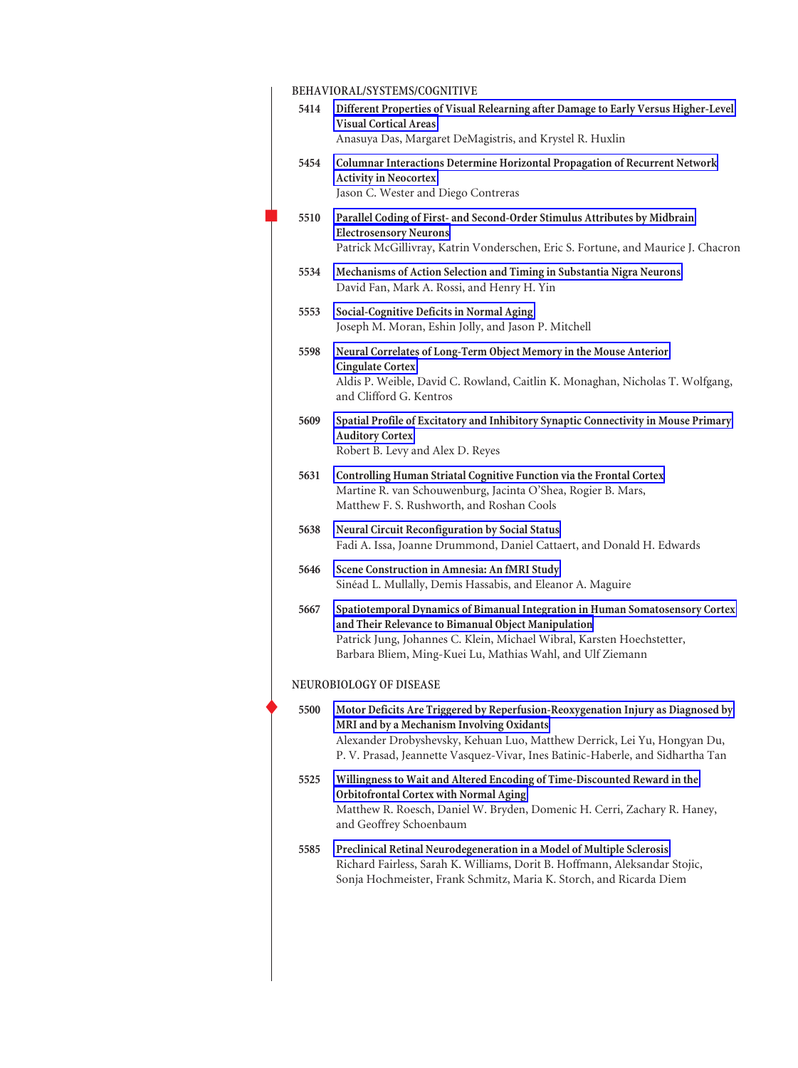## BEHAVIORAL/SYSTEMS/COGNITIVE

**5414** **Different Properties of Visual Relearning after Damage to Early Versus Higher-Level Visual Cortical Areas**
Anasuya Das, Margaret DeMagistris, and Krystel R. Huxlin

**5454** **Columnar Interactions Determine Horizontal Propagation of Recurrent Network Activity in Neocortex**
Jason C. Wester and Diego Contreras

**5510** **Parallel Coding of First- and Second-Order Stimulus Attributes by Midbrain Electrosensory Neurons**
Patrick McGillivray, Katrin Vonderschen, Eric S. Fortune, and Maurice J. Chacron

**5534** **Mechanisms of Action Selection and Timing in Substantia Nigra Neurons**
David Fan, Mark A. Rossi, and Henry H. Yin

**5553** **Social-Cognitive Deficits in Normal Aging**
Joseph M. Moran, Eshin Jolly, and Jason P. Mitchell

**5598** **Neural Correlates of Long-Term Object Memory in the Mouse Anterior Cingulate Cortex**
Aldis P. Weible, David C. Rowland, Caitlin K. Monaghan, Nicholas T. Wolfgang, and Clifford G. Kentros

**5609** **Spatial Profile of Excitatory and Inhibitory Synaptic Connectivity in Mouse Primary Auditory Cortex**
Robert B. Levy and Alex D. Reyes

**5631** **Controlling Human Striatal Cognitive Function via the Frontal Cortex**
Martine R. van Schouwenburg, Jacinta O'Shea, Rogier B. Mars, Matthew F. S. Rushworth, and Roshan Cools

**5638** **Neural Circuit Reconfiguration by Social Status**
Fadi A. Issa, Joanne Drummond, Daniel Cattaert, and Donald H. Edwards

**5646** **Scene Construction in Amnesia: An fMRI Study**
Sinéad L. Mullally, Demis Hassabis, and Eleanor A. Maguire

**5667** **Spatiotemporal Dynamics of Bimanual Integration in Human Somatosensory Cortex and Their Relevance to Bimanual Object Manipulation**
Patrick Jung, Johannes C. Klein, Michael Wibral, Karsten Hoechstetter, Barbara Bliem, Ming-Kuei Lu, Mathias Wahl, and Ulf Ziemann

## NEUROBIOLOGY OF DISEASE

**5500** **Motor Deficits Are Triggered by Reperfusion-Reoxygenation Injury as Diagnosed by MRI and by a Mechanism Involving Oxidants**
Alexander Drobyshevsky, Kehuan Luo, Matthew Derrick, Lei Yu, Hongyan Du, P. V. Prasad, Jeannette Vasquez-Vivar, Ines Batinic-Haberle, and Sidhartha Tan

**5525** **Willingness to Wait and Altered Encoding of Time-Discounted Reward in the Orbitofrontal Cortex with Normal Aging**
Matthew R. Roesch, Daniel W. Bryden, Domenic H. Cerri, Zachary R. Haney, and Geoffrey Schoenbaum

**5585** **Preclinical Retinal Neurodegeneration in a Model of Multiple Sclerosis**
Richard Fairless, Sarah K. Williams, Dorit B. Hoffmann, Aleksandar Stojic, Sonja Hochmeister, Frank Schmitz, Maria K. Storch, and Ricarda Diem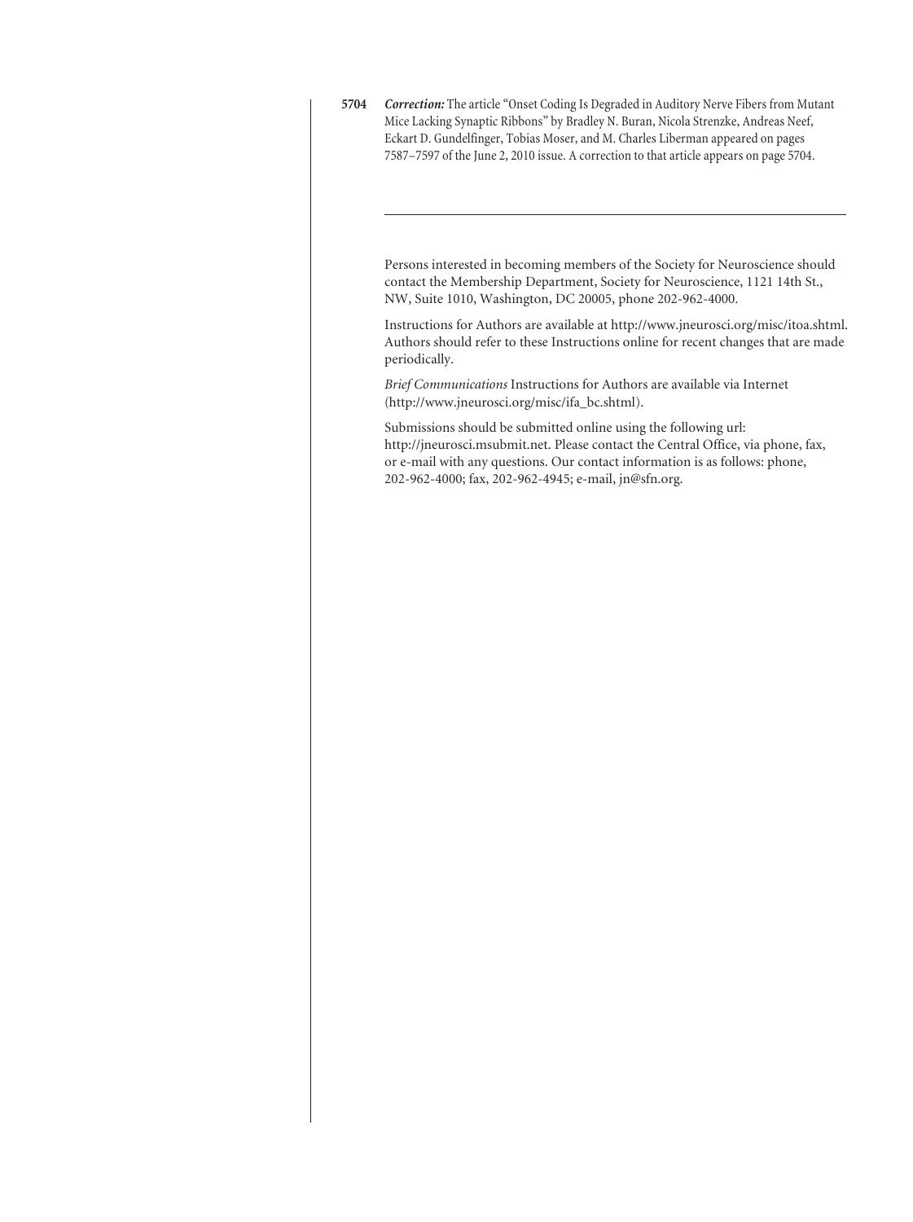**5704** ***Correction:*** The article "Onset Coding Is Degraded in Auditory Nerve Fibers from Mutant Mice Lacking Synaptic Ribbons" by Bradley N. Buran, Nicola Strenzke, Andreas Neef, Eckart D. Gundelfinger, Tobias Moser, and M. Charles Liberman appeared on pages 7587–7597 of the June 2, 2010 issue. A correction to that article appears on page 5704.

---

Persons interested in becoming members of the Society for Neuroscience should contact the Membership Department, Society for Neuroscience, 1121 14th St., NW, Suite 1010, Washington, DC 20005, phone 202-962-4000.

Instructions for Authors are available at http://www.jneurosci.org/misc/itoa.shtml. Authors should refer to these Instructions online for recent changes that are made periodically.

*Brief Communications* Instructions for Authors are available via Internet (http://www.jneurosci.org/misc/ifa_bc.shtml).

Submissions should be submitted online using the following url: http://jneurosci.msubmit.net. Please contact the Central Office, via phone, fax, or e-mail with any questions. Our contact information is as follows: phone, 202-962-4000; fax, 202-962-4945; e-mail, jn@sfn.org.